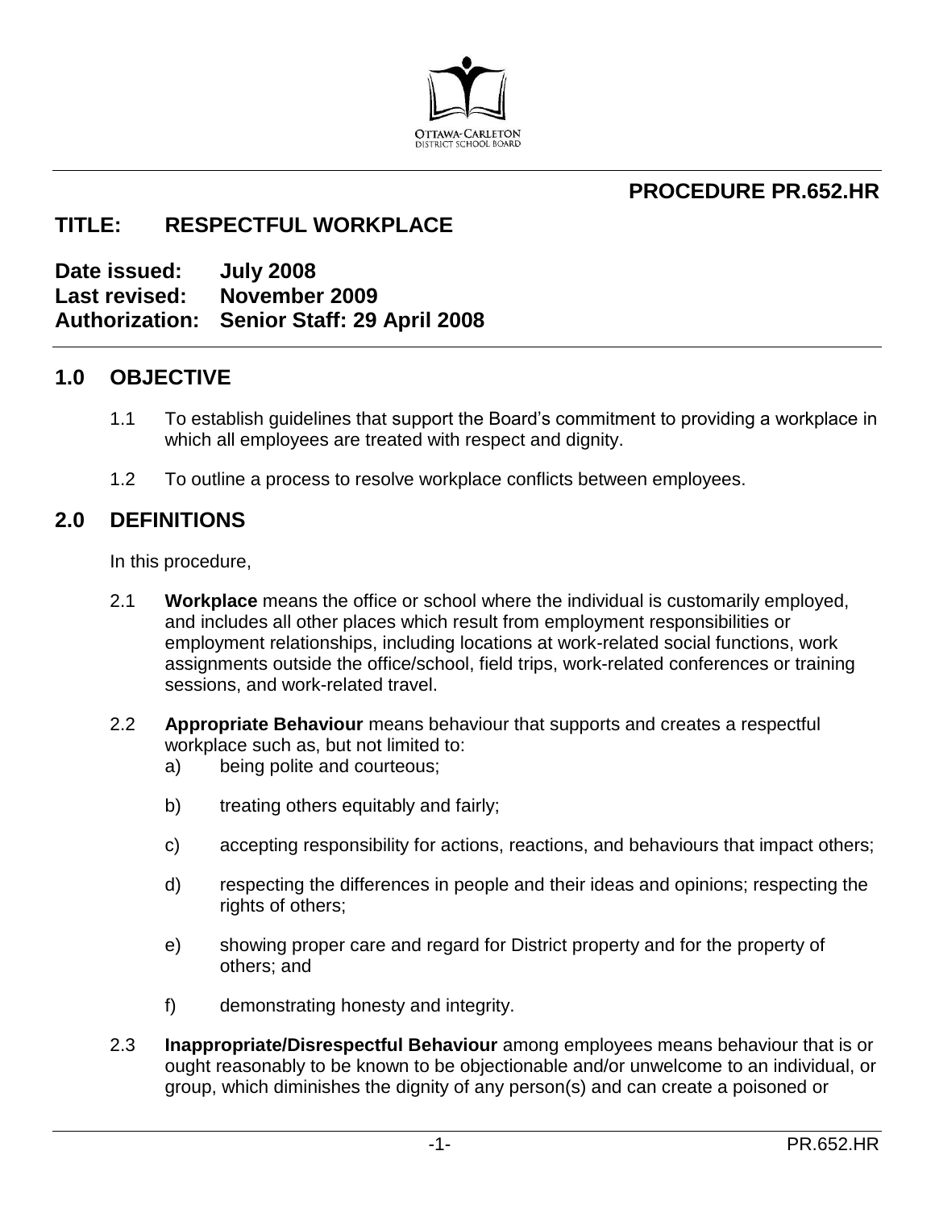# PROCEDURE PR.652.HR

## TITLE: RESPECTFUL WORKPLACE

**Date issued:** July 2008
**Last revised:** November 2009
**Authorization:** Senior Staff: 29 April 2008

## 1.0 OBJECTIVE

1.1 To establish guidelines that support the Board's commitment to providing a workplace in which all employees are treated with respect and dignity.

1.2 To outline a process to resolve workplace conflicts between employees.

## 2.0 DEFINITIONS

In this procedure,

2.1 **Workplace** means the office or school where the individual is customarily employed, and includes all other places which result from employment responsibilities or employment relationships, including locations at work-related social functions, work assignments outside the office/school, field trips, work-related conferences or training sessions, and work-related travel.

2.2 **Appropriate Behaviour** means behaviour that supports and creates a respectful workplace such as, but not limited to:

a) being polite and courteous;

b) treating others equitably and fairly;

c) accepting responsibility for actions, reactions, and behaviours that impact others;

d) respecting the differences in people and their ideas and opinions; respecting the rights of others;

e) showing proper care and regard for District property and for the property of others; and

f) demonstrating honesty and integrity.

2.3 **Inappropriate/Disrespectful Behaviour** among employees means behaviour that is or ought reasonably to be known to be objectionable and/or unwelcome to an individual, or group, which diminishes the dignity of any person(s) and can create a poisoned or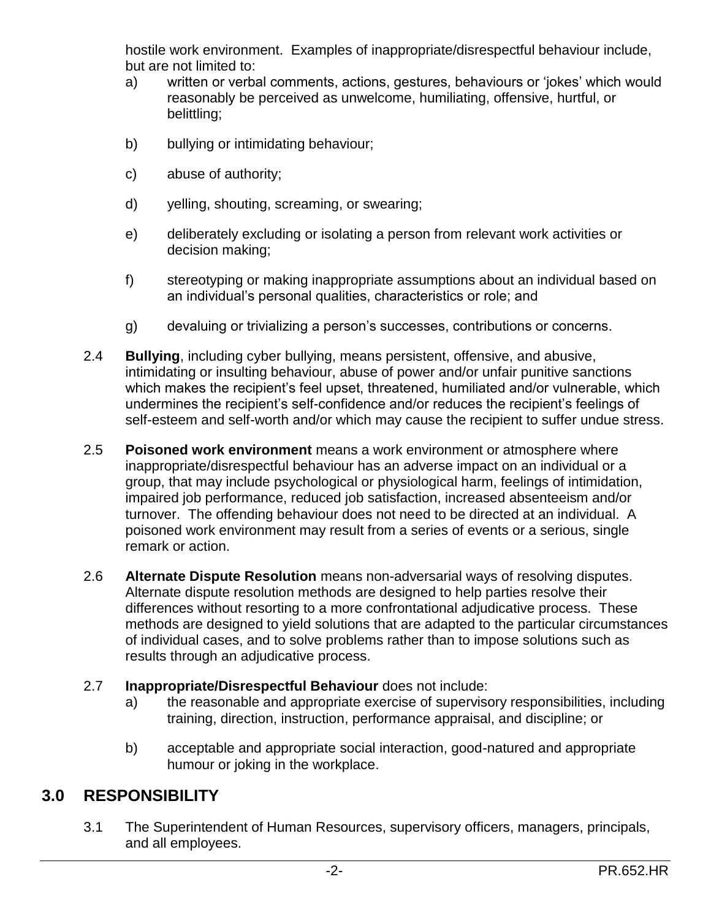hostile work environment. Examples of inappropriate/disrespectful behaviour include, but are not limited to:

a) written or verbal comments, actions, gestures, behaviours or 'jokes' which would reasonably be perceived as unwelcome, humiliating, offensive, hurtful, or belittling;

b) bullying or intimidating behaviour;

c) abuse of authority;

d) yelling, shouting, screaming, or swearing;

e) deliberately excluding or isolating a person from relevant work activities or decision making;

f) stereotyping or making inappropriate assumptions about an individual based on an individual's personal qualities, characteristics or role; and

g) devaluing or trivializing a person's successes, contributions or concerns.

2.4 **Bullying**, including cyber bullying, means persistent, offensive, and abusive, intimidating or insulting behaviour, abuse of power and/or unfair punitive sanctions which makes the recipient's feel upset, threatened, humiliated and/or vulnerable, which undermines the recipient's self-confidence and/or reduces the recipient's feelings of self-esteem and self-worth and/or which may cause the recipient to suffer undue stress.

2.5 **Poisoned work environment** means a work environment or atmosphere where inappropriate/disrespectful behaviour has an adverse impact on an individual or a group, that may include psychological or physiological harm, feelings of intimidation, impaired job performance, reduced job satisfaction, increased absenteeism and/or turnover. The offending behaviour does not need to be directed at an individual. A poisoned work environment may result from a series of events or a serious, single remark or action.

2.6 **Alternate Dispute Resolution** means non-adversarial ways of resolving disputes. Alternate dispute resolution methods are designed to help parties resolve their differences without resorting to a more confrontational adjudicative process. These methods are designed to yield solutions that are adapted to the particular circumstances of individual cases, and to solve problems rather than to impose solutions such as results through an adjudicative process.

2.7 **Inappropriate/Disrespectful Behaviour** does not include:

a) the reasonable and appropriate exercise of supervisory responsibilities, including training, direction, instruction, performance appraisal, and discipline; or

b) acceptable and appropriate social interaction, good-natured and appropriate humour or joking in the workplace.

## 3.0 RESPONSIBILITY

3.1 The Superintendent of Human Resources, supervisory officers, managers, principals, and all employees.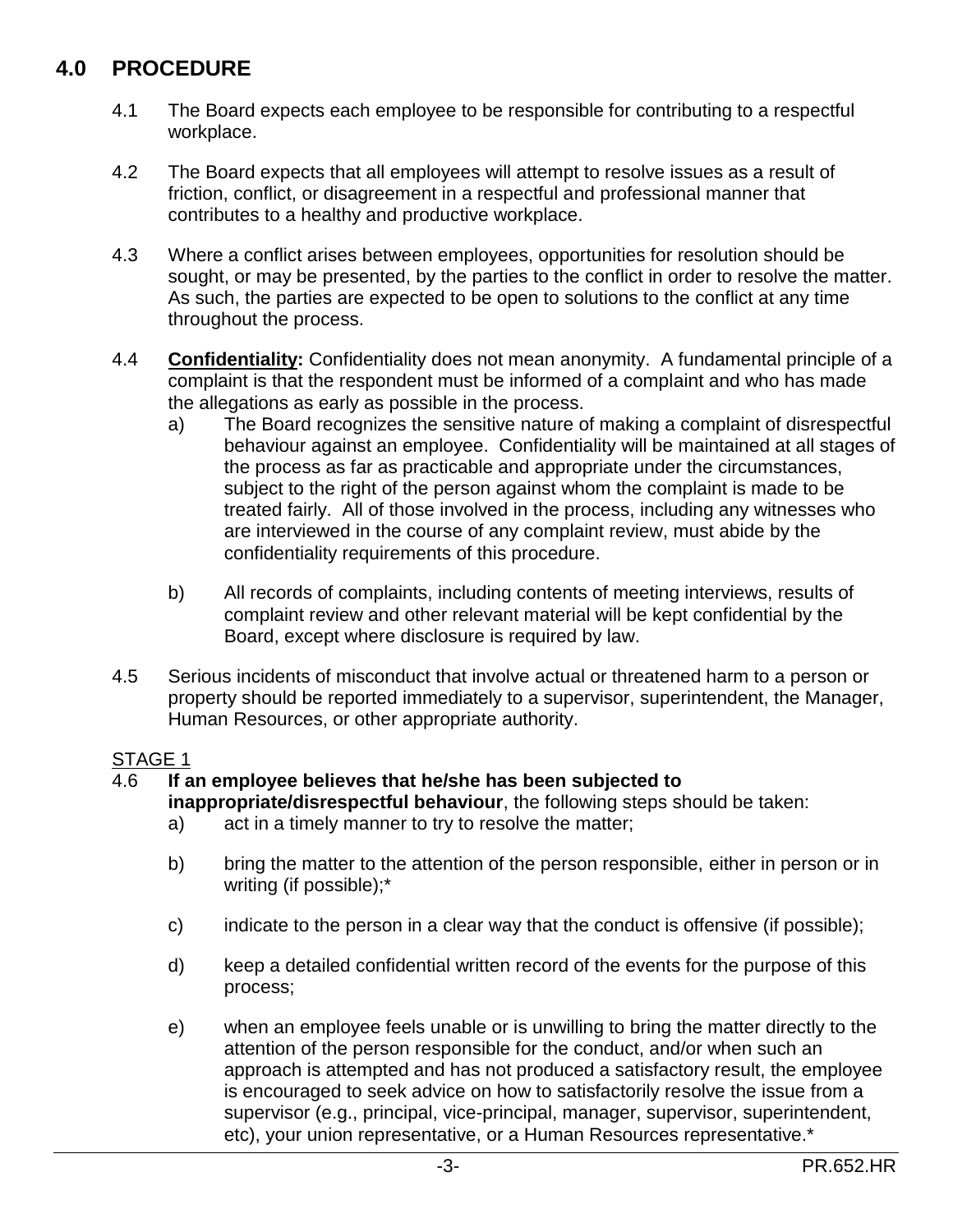## 4.0 PROCEDURE

4.1 The Board expects each employee to be responsible for contributing to a respectful workplace.

4.2 The Board expects that all employees will attempt to resolve issues as a result of friction, conflict, or disagreement in a respectful and professional manner that contributes to a healthy and productive workplace.

4.3 Where a conflict arises between employees, opportunities for resolution should be sought, or may be presented, by the parties to the conflict in order to resolve the matter. As such, the parties are expected to be open to solutions to the conflict at any time throughout the process.

4.4 **Confidentiality:** Confidentiality does not mean anonymity. A fundamental principle of a complaint is that the respondent must be informed of a complaint and who has made the allegations as early as possible in the process.

a) The Board recognizes the sensitive nature of making a complaint of disrespectful behaviour against an employee. Confidentiality will be maintained at all stages of the process as far as practicable and appropriate under the circumstances, subject to the right of the person against whom the complaint is made to be treated fairly. All of those involved in the process, including any witnesses who are interviewed in the course of any complaint review, must abide by the confidentiality requirements of this procedure.

b) All records of complaints, including contents of meeting interviews, results of complaint review and other relevant material will be kept confidential by the Board, except where disclosure is required by law.

4.5 Serious incidents of misconduct that involve actual or threatened harm to a person or property should be reported immediately to a supervisor, superintendent, the Manager, Human Resources, or other appropriate authority.

STAGE 1

4.6 **If an employee believes that he/she has been subjected to inappropriate/disrespectful behaviour**, the following steps should be taken:

a) act in a timely manner to try to resolve the matter;

b) bring the matter to the attention of the person responsible, either in person or in writing (if possible);*

c) indicate to the person in a clear way that the conduct is offensive (if possible);

d) keep a detailed confidential written record of the events for the purpose of this process;

e) when an employee feels unable or is unwilling to bring the matter directly to the attention of the person responsible for the conduct, and/or when such an approach is attempted and has not produced a satisfactory result, the employee is encouraged to seek advice on how to satisfactorily resolve the issue from a supervisor (e.g., principal, vice-principal, manager, supervisor, superintendent, etc), your union representative, or a Human Resources representative.*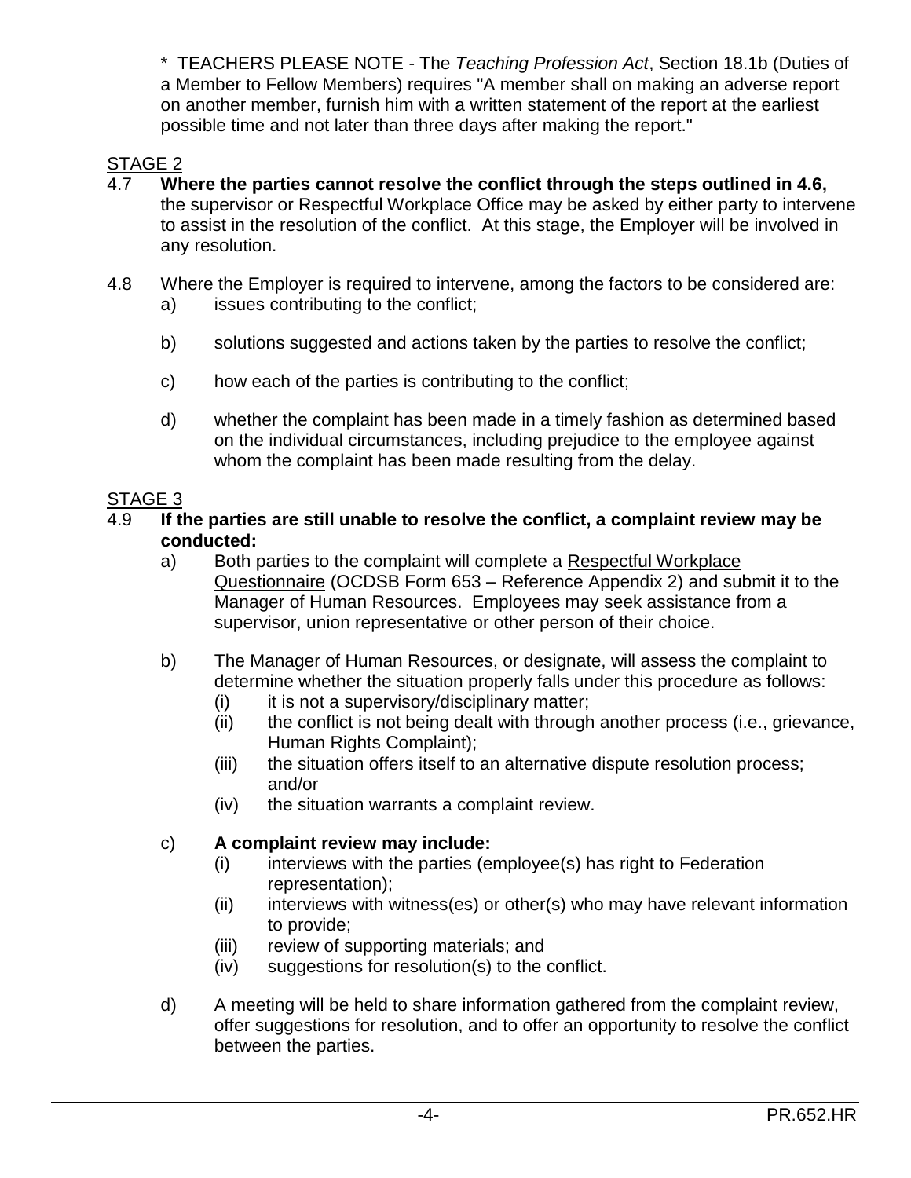\* TEACHERS PLEASE NOTE - The *Teaching Profession Act*, Section 18.1b (Duties of a Member to Fellow Members) requires "A member shall on making an adverse report on another member, furnish him with a written statement of the report at the earliest possible time and not later than three days after making the report."

STAGE 2

4.7 **Where the parties cannot resolve the conflict through the steps outlined in 4.6,** the supervisor or Respectful Workplace Office may be asked by either party to intervene to assist in the resolution of the conflict. At this stage, the Employer will be involved in any resolution.

4.8 Where the Employer is required to intervene, among the factors to be considered are:

a) issues contributing to the conflict;

b) solutions suggested and actions taken by the parties to resolve the conflict;

c) how each of the parties is contributing to the conflict;

d) whether the complaint has been made in a timely fashion as determined based on the individual circumstances, including prejudice to the employee against whom the complaint has been made resulting from the delay.

STAGE 3

4.9 **If the parties are still unable to resolve the conflict, a complaint review may be conducted:**

a) Both parties to the complaint will complete a Respectful Workplace Questionnaire (OCDSB Form 653 – Reference Appendix 2) and submit it to the Manager of Human Resources. Employees may seek assistance from a supervisor, union representative or other person of their choice.

b) The Manager of Human Resources, or designate, will assess the complaint to determine whether the situation properly falls under this procedure as follows:
   - (i) it is not a supervisory/disciplinary matter;
   - (ii) the conflict is not being dealt with through another process (i.e., grievance, Human Rights Complaint);
   - (iii) the situation offers itself to an alternative dispute resolution process; and/or
   - (iv) the situation warrants a complaint review.

c) **A complaint review may include:**
   - (i) interviews with the parties (employee(s) has right to Federation representation);
   - (ii) interviews with witness(es) or other(s) who may have relevant information to provide;
   - (iii) review of supporting materials; and
   - (iv) suggestions for resolution(s) to the conflict.

d) A meeting will be held to share information gathered from the complaint review, offer suggestions for resolution, and to offer an opportunity to resolve the conflict between the parties.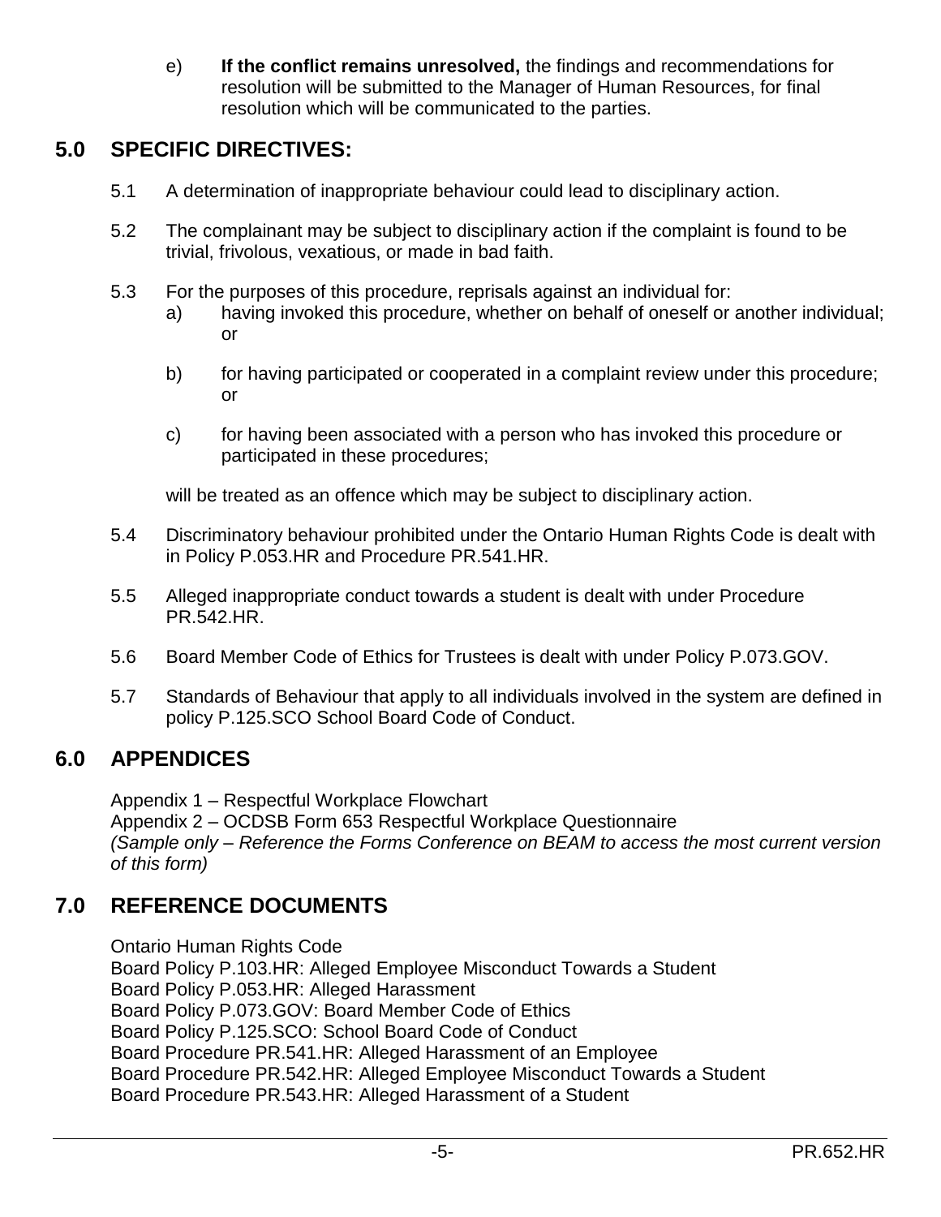e) **If the conflict remains unresolved,** the findings and recommendations for resolution will be submitted to the Manager of Human Resources, for final resolution which will be communicated to the parties.

## 5.0 SPECIFIC DIRECTIVES:

5.1 A determination of inappropriate behaviour could lead to disciplinary action.

5.2 The complainant may be subject to disciplinary action if the complaint is found to be trivial, frivolous, vexatious, or made in bad faith.

5.3 For the purposes of this procedure, reprisals against an individual for:

a) having invoked this procedure, whether on behalf of oneself or another individual; or

b) for having participated or cooperated in a complaint review under this procedure; or

c) for having been associated with a person who has invoked this procedure or participated in these procedures;

will be treated as an offence which may be subject to disciplinary action.

5.4 Discriminatory behaviour prohibited under the Ontario Human Rights Code is dealt with in Policy P.053.HR and Procedure PR.541.HR.

5.5 Alleged inappropriate conduct towards a student is dealt with under Procedure PR.542.HR.

5.6 Board Member Code of Ethics for Trustees is dealt with under Policy P.073.GOV.

5.7 Standards of Behaviour that apply to all individuals involved in the system are defined in policy P.125.SCO School Board Code of Conduct.

## 6.0 APPENDICES

Appendix 1 – Respectful Workplace Flowchart
Appendix 2 – OCDSB Form 653 Respectful Workplace Questionnaire
*(Sample only – Reference the Forms Conference on BEAM to access the most current version of this form)*

## 7.0 REFERENCE DOCUMENTS

Ontario Human Rights Code
Board Policy P.103.HR: Alleged Employee Misconduct Towards a Student
Board Policy P.053.HR: Alleged Harassment
Board Policy P.073.GOV: Board Member Code of Ethics
Board Policy P.125.SCO: School Board Code of Conduct
Board Procedure PR.541.HR: Alleged Harassment of an Employee
Board Procedure PR.542.HR: Alleged Employee Misconduct Towards a Student
Board Procedure PR.543.HR: Alleged Harassment of a Student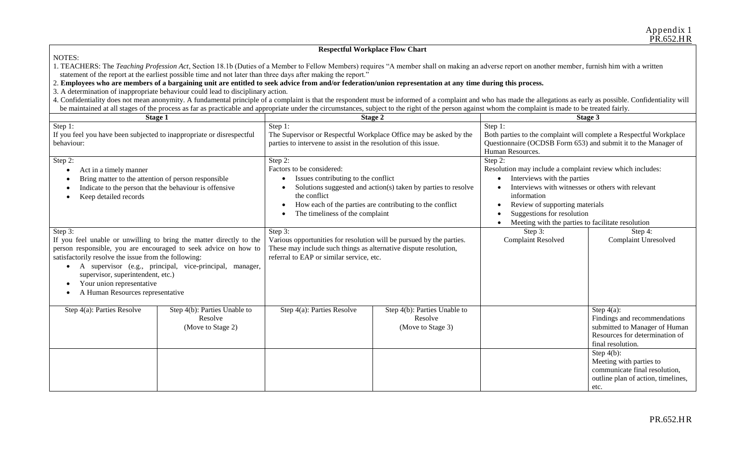Appendix 1
PR.652.HR

**Respectful Workplace Flow Chart**

NOTES:

1. TEACHERS: The *Teaching Profession Act*, Section 18.1b (Duties of a Member to Fellow Members) requires "A member shall on making an adverse report on another member, furnish him with a written statement of the report at the earliest possible time and not later than three days after making the report."
2. **Employees who are members of a bargaining unit are entitled to seek advice from and/or federation/union representation at any time during this process.**
3. A determination of inappropriate behaviour could lead to disciplinary action.
4. Confidentiality does not mean anonymity. A fundamental principle of a complaint is that the respondent must be informed of a complaint and who has made the allegations as early as possible. Confidentiality will be maintained at all stages of the process as far as practicable and appropriate under the circumstances, subject to the right of the person against whom the complaint is made to be treated fairly.

| Stage 1 | | Stage 2 | | Stage 3 | |
|---|---|---|---|---|---|
| Step 1:<br>If you feel you have been subjected to inappropriate or disrespectful behaviour: | | Step 1:<br>The Supervisor or Respectful Workplace Office may be asked by the parties to intervene to assist in the resolution of this issue. | | Step 1:<br>Both parties to the complaint will complete a Respectful Workplace Questionnaire (OCDSB Form 653) and submit it to the Manager of Human Resources. | |
| Step 2:<br>• Act in a timely manner<br>• Bring matter to the attention of person responsible<br>• Indicate to the person that the behaviour is offensive<br>• Keep detailed records | | Step 2:<br>Factors to be considered:<br>• Issues contributing to the conflict<br>• Solutions suggested and action(s) taken by parties to resolve the conflict<br>• How each of the parties are contributing to the conflict<br>• The timeliness of the complaint | | Step 2:<br>Resolution may include a complaint review which includes:<br>• Interviews with the parties<br>• Interviews with witnesses or others with relevant information<br>• Review of supporting materials<br>• Suggestions for resolution<br>• Meeting with the parties to facilitate resolution | |
| Step 3:<br>If you feel unable or unwilling to bring the matter directly to the person responsible, you are encouraged to seek advice on how to satisfactorily resolve the issue from the following:<br>• A supervisor (e.g., principal, vice-principal, manager, supervisor, superintendent, etc.)<br>• Your union representative<br>• A Human Resources representative | | Step 3:<br>Various opportunities for resolution will be pursued by the parties. These may include such things as alternative dispute resolution, referral to EAP or similar service, etc. | | Step 3:<br>Complaint Resolved | Step 4:<br>Complaint Unresolved |
| Step 4(a): Parties Resolve | Step 4(b): Parties Unable to Resolve<br>(Move to Stage 2) | Step 4(a): Parties Resolve | Step 4(b): Parties Unable to Resolve<br>(Move to Stage 3) | | Step 4(a):<br>Findings and recommendations submitted to Manager of Human Resources for determination of final resolution. |
| | | | | | Step 4(b):<br>Meeting with parties to communicate final resolution, outline plan of action, timelines, etc. |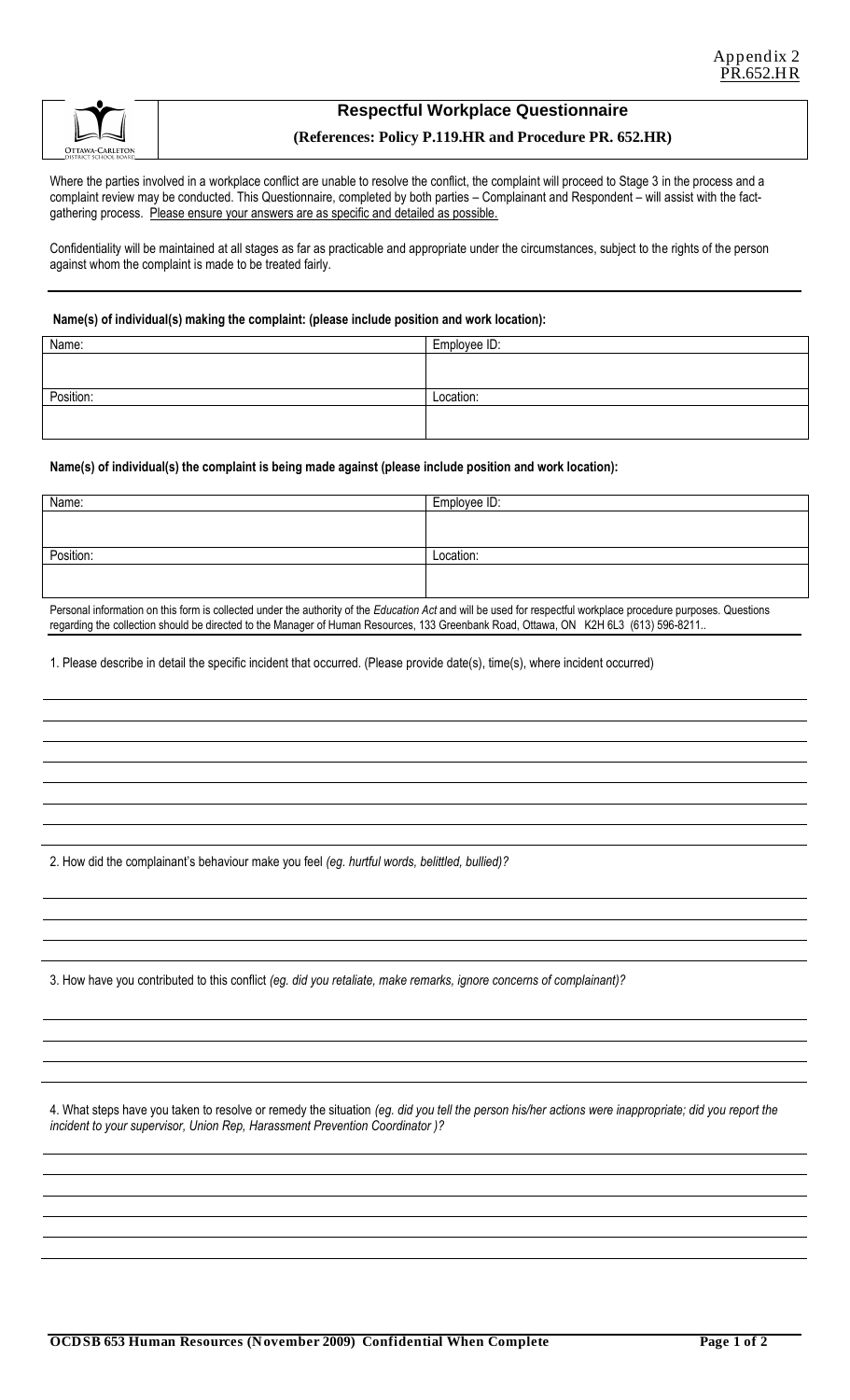Appendix 2
PR.652.HR

# Respectful Workplace Questionnaire

**(References: Policy P.119.HR and Procedure PR. 652.HR)**

Where the parties involved in a workplace conflict are unable to resolve the conflict, the complaint will proceed to Stage 3 in the process and a complaint review may be conducted. This Questionnaire, completed by both parties – Complainant and Respondent – will assist with the fact-gathering process. Please ensure your answers are as specific and detailed as possible.

Confidentiality will be maintained at all stages as far as practicable and appropriate under the circumstances, subject to the rights of the person against whom the complaint is made to be treated fairly.

**Name(s) of individual(s) making the complaint: (please include position and work location):**

| Name: | Employee ID: |
|---|---|
| | |
| Position: | Location: |
| | |

**Name(s) of individual(s) the complaint is being made against (please include position and work location):**

| Name: | Employee ID: |
|---|---|
| | |
| Position: | Location: |
| | |

Personal information on this form is collected under the authority of the *Education Act* and will be used for respectful workplace procedure purposes. Questions regarding the collection should be directed to the Manager of Human Resources, 133 Greenbank Road, Ottawa, ON K2H 6L3 (613) 596-8211..

1. Please describe in detail the specific incident that occurred. (Please provide date(s), time(s), where incident occurred)

2. How did the complainant's behaviour make you feel *(eg. hurtful words, belittled, bullied)?*

3. How have you contributed to this conflict *(eg. did you retaliate, make remarks, ignore concerns of complainant)?*

4. What steps have you taken to resolve or remedy the situation *(eg. did you tell the person his/her actions were inappropriate; did you report the incident to your supervisor, Union Rep, Harassment Prevention Coordinator )?*

**OCDSB 653 Human Resources (November 2009) Confidential When Complete**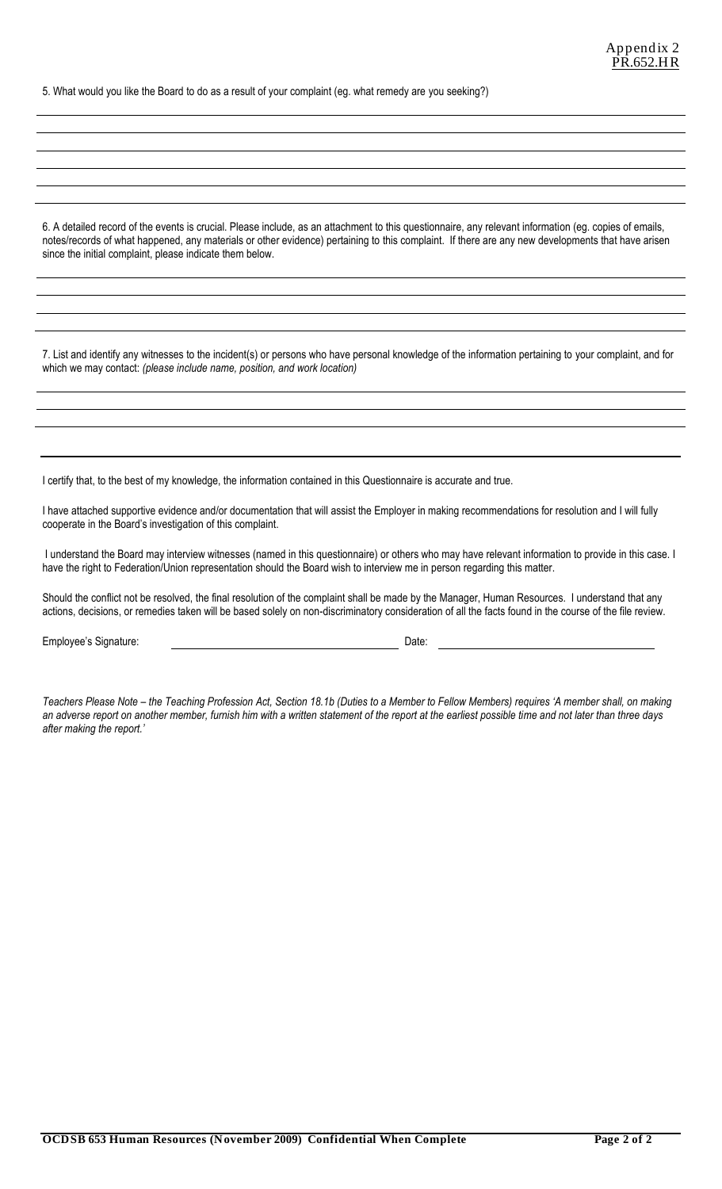5. What would you like the Board to do as a result of your complaint (eg. what remedy are you seeking?)

6. A detailed record of the events is crucial. Please include, as an attachment to this questionnaire, any relevant information (eg. copies of emails, notes/records of what happened, any materials or other evidence) pertaining to this complaint. If there are any new developments that have arisen since the initial complaint, please indicate them below.

7. List and identify any witnesses to the incident(s) or persons who have personal knowledge of the information pertaining to your complaint, and for which we may contact: *(please include name, position, and work location)*

I certify that, to the best of my knowledge, the information contained in this Questionnaire is accurate and true.

I have attached supportive evidence and/or documentation that will assist the Employer in making recommendations for resolution and I will fully cooperate in the Board's investigation of this complaint.

I understand the Board may interview witnesses (named in this questionnaire) or others who may have relevant information to provide in this case. I have the right to Federation/Union representation should the Board wish to interview me in person regarding this matter.

Should the conflict not be resolved, the final resolution of the complaint shall be made by the Manager, Human Resources. I understand that any actions, decisions, or remedies taken will be based solely on non-discriminatory consideration of all the facts found in the course of the file review.

Employee's Signature: ______________________ Date: ______________________

*Teachers Please Note – the Teaching Profession Act, Section 18.1b (Duties to a Member to Fellow Members) requires 'A member shall, on making an adverse report on another member, furnish him with a written statement of the report at the earliest possible time and not later than three days after making the report.'*